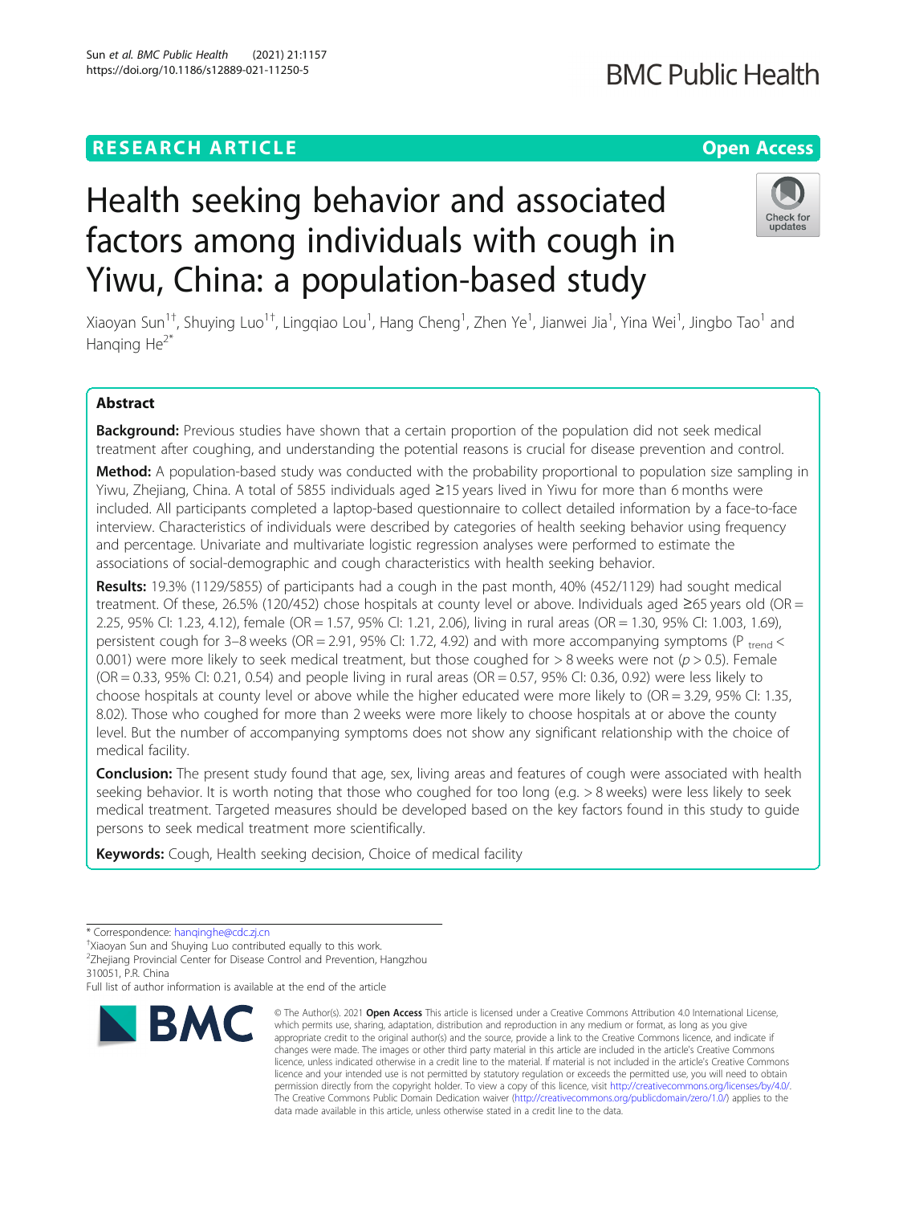RESEARCH ARTICLE

Open Access

# Health seeking behavior and associated factors among individuals with cough in Yiwu, China: a population-based study

Xiaoyan Sun[1†], Shuying Luo[1†], Lingqiao Lou[1], Hang Cheng[1], Zhen Ye[1], Jianwei Jia[1], Yina Wei[1], Jingbo Tao[1] and Hanqing He[2*]

## Abstract

**Background:** Previous studies have shown that a certain proportion of the population did not seek medical treatment after coughing, and understanding the potential reasons is crucial for disease prevention and control.

**Method:** A population-based study was conducted with the probability proportional to population size sampling in Yiwu, Zhejiang, China. A total of 5855 individuals aged ≥15 years lived in Yiwu for more than 6 months were included. All participants completed a laptop-based questionnaire to collect detailed information by a face-to-face interview. Characteristics of individuals were described by categories of health seeking behavior using frequency and percentage. Univariate and multivariate logistic regression analyses were performed to estimate the associations of social-demographic and cough characteristics with health seeking behavior.

**Results:** 19.3% (1129/5855) of participants had a cough in the past month, 40% (452/1129) had sought medical treatment. Of these, 26.5% (120/452) chose hospitals at county level or above. Individuals aged ≥65 years old (OR = 2.25, 95% CI: 1.23, 4.12), female (OR = 1.57, 95% CI: 1.21, 2.06), living in rural areas (OR = 1.30, 95% CI: 1.003, 1.69), persistent cough for 3–8 weeks (OR = 2.91, 95% CI: 1.72, 4.92) and with more accompanying symptoms ($P_{trend} < 0.001$) were more likely to seek medical treatment, but those coughed for > 8 weeks were not ($p > 0.5$). Female (OR = 0.33, 95% CI: 0.21, 0.54) and people living in rural areas (OR = 0.57, 95% CI: 0.36, 0.92) were less likely to choose hospitals at county level or above while the higher educated were more likely to (OR = 3.29, 95% CI: 1.35, 8.02). Those who coughed for more than 2 weeks were more likely to choose hospitals at or above the county level. But the number of accompanying symptoms does not show any significant relationship with the choice of medical facility.

**Conclusion:** The present study found that age, sex, living areas and features of cough were associated with health seeking behavior. It is worth noting that those who coughed for too long (e.g. > 8 weeks) were less likely to seek medical treatment. Targeted measures should be developed based on the key factors found in this study to guide persons to seek medical treatment more scientifically.

**Keywords:** Cough, Health seeking decision, Choice of medical facility

* Correspondence: hanqinghe@cdc.zj.cn
†Xiaoyan Sun and Shuying Luo contributed equally to this work.
[2]Zhejiang Provincial Center for Disease Control and Prevention, Hangzhou 310051, P.R. China
Full list of author information is available at the end of the article

© The Author(s). 2021 **Open Access** This article is licensed under a Creative Commons Attribution 4.0 International License, which permits use, sharing, adaptation, distribution and reproduction in any medium or format, as long as you give appropriate credit to the original author(s) and the source, provide a link to the Creative Commons licence, and indicate if changes were made. The images or other third party material in this article are included in the article's Creative Commons licence, unless indicated otherwise in a credit line to the material. If material is not included in the article's Creative Commons licence and your intended use is not permitted by statutory regulation or exceeds the permitted use, you will need to obtain permission directly from the copyright holder. To view a copy of this licence, visit http://creativecommons.org/licenses/by/4.0/. The Creative Commons Public Domain Dedication waiver (http://creativecommons.org/publicdomain/zero/1.0/) applies to the data made available in this article, unless otherwise stated in a credit line to the data.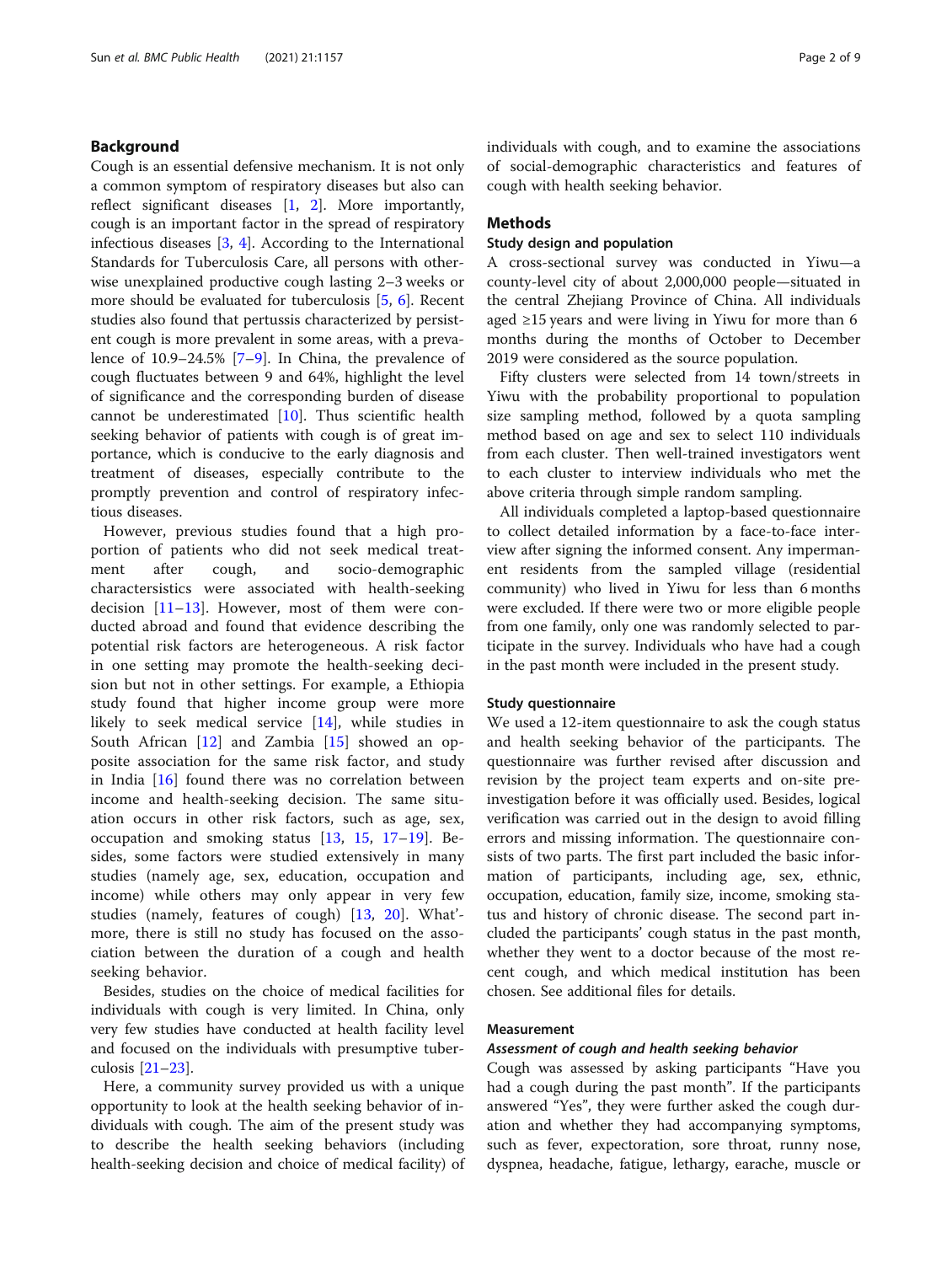## Background

Cough is an essential defensive mechanism. It is not only a common symptom of respiratory diseases but also can reflect significant diseases [1, 2]. More importantly, cough is an important factor in the spread of respiratory infectious diseases [3, 4]. According to the International Standards for Tuberculosis Care, all persons with otherwise unexplained productive cough lasting 2–3 weeks or more should be evaluated for tuberculosis [5, 6]. Recent studies also found that pertussis characterized by persistent cough is more prevalent in some areas, with a prevalence of 10.9–24.5% [7–9]. In China, the prevalence of cough fluctuates between 9 and 64%, highlight the level of significance and the corresponding burden of disease cannot be underestimated [10]. Thus scientific health seeking behavior of patients with cough is of great importance, which is conducive to the early diagnosis and treatment of diseases, especially contribute to the promptly prevention and control of respiratory infectious diseases.

However, previous studies found that a high proportion of patients who did not seek medical treatment after cough, and socio-demographic charactersistics were associated with health-seeking decision [11–13]. However, most of them were conducted abroad and found that evidence describing the potential risk factors are heterogeneous. A risk factor in one setting may promote the health-seeking decision but not in other settings. For example, a Ethiopia study found that higher income group were more likely to seek medical service [14], while studies in South African [12] and Zambia [15] showed an opposite association for the same risk factor, and study in India [16] found there was no correlation between income and health-seeking decision. The same situation occurs in other risk factors, such as age, sex, occupation and smoking status [13, 15, 17–19]. Besides, some factors were studied extensively in many studies (namely age, sex, education, occupation and income) while others may only appear in very few studies (namely, features of cough) [13, 20]. What'more, there is still no study has focused on the association between the duration of a cough and health seeking behavior.

Besides, studies on the choice of medical facilities for individuals with cough is very limited. In China, only very few studies have conducted at health facility level and focused on the individuals with presumptive tuberculosis [21–23].

Here, a community survey provided us with a unique opportunity to look at the health seeking behavior of individuals with cough. The aim of the present study was to describe the health seeking behaviors (including health-seeking decision and choice of medical facility) of individuals with cough, and to examine the associations of social-demographic characteristics and features of cough with health seeking behavior.

## Methods

### Study design and population

A cross-sectional survey was conducted in Yiwu—a county-level city of about 2,000,000 people—situated in the central Zhejiang Province of China. All individuals aged ≥15 years and were living in Yiwu for more than 6 months during the months of October to December 2019 were considered as the source population.

Fifty clusters were selected from 14 town/streets in Yiwu with the probability proportional to population size sampling method, followed by a quota sampling method based on age and sex to select 110 individuals from each cluster. Then well-trained investigators went to each cluster to interview individuals who met the above criteria through simple random sampling.

All individuals completed a laptop-based questionnaire to collect detailed information by a face-to-face interview after signing the informed consent. Any impermanent residents from the sampled village (residential community) who lived in Yiwu for less than 6 months were excluded. If there were two or more eligible people from one family, only one was randomly selected to participate in the survey. Individuals who have had a cough in the past month were included in the present study.

### Study questionnaire

We used a 12-item questionnaire to ask the cough status and health seeking behavior of the participants. The questionnaire was further revised after discussion and revision by the project team experts and on-site pre-investigation before it was officially used. Besides, logical verification was carried out in the design to avoid filling errors and missing information. The questionnaire consists of two parts. The first part included the basic information of participants, including age, sex, ethnic, occupation, education, family size, income, smoking status and history of chronic disease. The second part included the participants' cough status in the past month, whether they went to a doctor because of the most recent cough, and which medical institution has been chosen. See additional files for details.

### Measurement

#### *Assessment of cough and health seeking behavior*

Cough was assessed by asking participants "Have you had a cough during the past month". If the participants answered "Yes", they were further asked the cough duration and whether they had accompanying symptoms, such as fever, expectoration, sore throat, runny nose, dyspnea, headache, fatigue, lethargy, earache, muscle or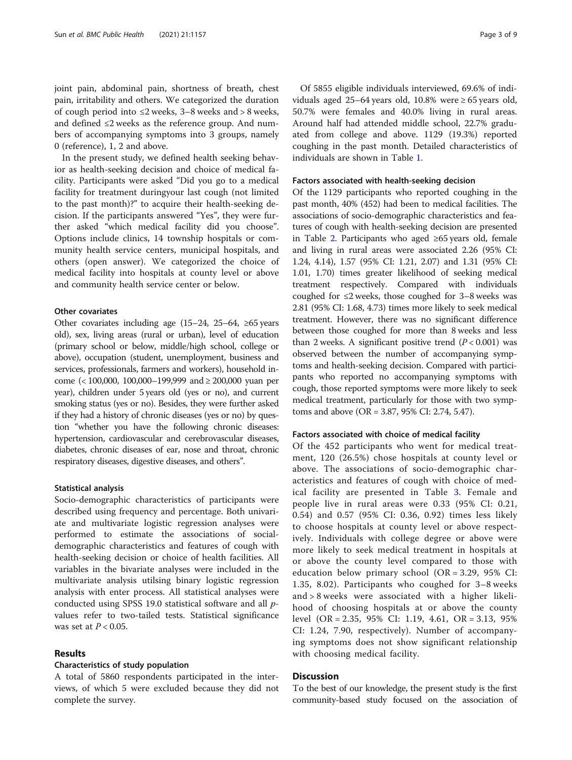joint pain, abdominal pain, shortness of breath, chest pain, irritability and others. We categorized the duration of cough period into ≤2 weeks, 3–8 weeks and > 8 weeks, and defined ≤2 weeks as the reference group. And numbers of accompanying symptoms into 3 groups, namely 0 (reference), 1, 2 and above.

In the present study, we defined health seeking behavior as health-seeking decision and choice of medical facility. Participants were asked "Did you go to a medical facility for treatment duringyour last cough (not limited to the past month)?" to acquire their health-seeking decision. If the participants answered "Yes", they were further asked "which medical facility did you choose". Options include clinics, 14 township hospitals or community health service centers, municipal hospitals, and others (open answer). We categorized the choice of medical facility into hospitals at county level or above and community health service center or below.

### Other covariates

Other covariates including age (15–24, 25–64, ≥65 years old), sex, living areas (rural or urban), level of education (primary school or below, middle/high school, college or above), occupation (student, unemployment, business and services, professionals, farmers and workers), household income (< 100,000, 100,000–199,999 and ≥ 200,000 yuan per year), children under 5 years old (yes or no), and current smoking status (yes or no). Besides, they were further asked if they had a history of chronic diseases (yes or no) by question "whether you have the following chronic diseases: hypertension, cardiovascular and cerebrovascular diseases, diabetes, chronic diseases of ear, nose and throat, chronic respiratory diseases, digestive diseases, and others".

### Statistical analysis

Socio-demographic characteristics of participants were described using frequency and percentage. Both univariate and multivariate logistic regression analyses were performed to estimate the associations of social-demographic characteristics and features of cough with health-seeking decision or choice of health facilities. All variables in the bivariate analyses were included in the multivariate analysis utilsing binary logistic regression analysis with enter process. All statistical analyses were conducted using SPSS 19.0 statistical software and all *p*-values refer to two-tailed tests. Statistical significance was set at $P < 0.05$.

## Results

### Characteristics of study population

A total of 5860 respondents participated in the interviews, of which 5 were excluded because they did not complete the survey.

Of 5855 eligible individuals interviewed, 69.6% of individuals aged 25–64 years old, 10.8% were ≥ 65 years old, 50.7% were females and 40.0% living in rural areas. Around half had attended middle school, 22.7% graduated from college and above. 1129 (19.3%) reported coughing in the past month. Detailed characteristics of individuals are shown in Table 1.

### Factors associated with health-seeking decision

Of the 1129 participants who reported coughing in the past month, 40% (452) had been to medical facilities. The associations of socio-demographic characteristics and features of cough with health-seeking decision are presented in Table 2. Participants who aged ≥65 years old, female and living in rural areas were associated 2.26 (95% CI: 1.24, 4.14), 1.57 (95% CI: 1.21, 2.07) and 1.31 (95% CI: 1.01, 1.70) times greater likelihood of seeking medical treatment respectively. Compared with individuals coughed for ≤2 weeks, those coughed for 3–8 weeks was 2.81 (95% CI: 1.68, 4.73) times more likely to seek medical treatment. However, there was no significant difference between those coughed for more than 8 weeks and less than 2 weeks. A significant positive trend ($P < 0.001$) was observed between the number of accompanying symptoms and health-seeking decision. Compared with participants who reported no accompanying symptoms with cough, those reported symptoms were more likely to seek medical treatment, particularly for those with two symptoms and above (OR = 3.87, 95% CI: 2.74, 5.47).

### Factors associated with choice of medical facility

Of the 452 participants who went for medical treatment, 120 (26.5%) chose hospitals at county level or above. The associations of socio-demographic characteristics and features of cough with choice of medical facility are presented in Table 3. Female and people live in rural areas were 0.33 (95% CI: 0.21, 0.54) and 0.57 (95% CI: 0.36, 0.92) times less likely to choose hospitals at county level or above respectively. Individuals with college degree or above were more likely to seek medical treatment in hospitals at or above the county level compared to those with education below primary school (OR = 3.29, 95% CI: 1.35, 8.02). Participants who coughed for 3–8 weeks and > 8 weeks were associated with a higher likelihood of choosing hospitals at or above the county level (OR = 2.35, 95% CI: 1.19, 4.61, OR = 3.13, 95% CI: 1.24, 7.90, respectively). Number of accompanying symptoms does not show significant relationship with choosing medical facility.

## Discussion

To the best of our knowledge, the present study is the first community-based study focused on the association of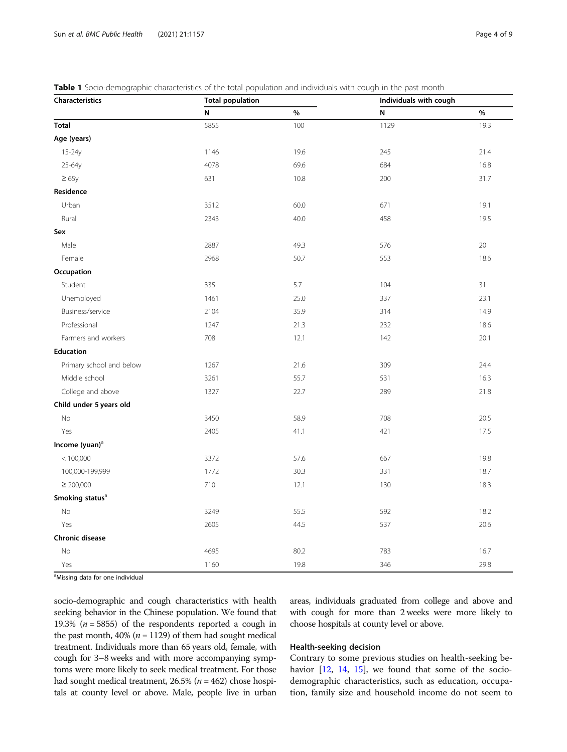**Table 1** Socio-demographic characteristics of the total population and individuals with cough in the past month

| Characteristics | Total population | | Individuals with cough | |
|---|---|---|---|---|
| | N | % | N | % |
| **Total** | 5855 | 100 | 1129 | 19.3 |
| **Age (years)** | | | | |
| 15-24y | 1146 | 19.6 | 245 | 21.4 |
| 25-64y | 4078 | 69.6 | 684 | 16.8 |
| ≥ 65y | 631 | 10.8 | 200 | 31.7 |
| **Residence** | | | | |
| Urban | 3512 | 60.0 | 671 | 19.1 |
| Rural | 2343 | 40.0 | 458 | 19.5 |
| **Sex** | | | | |
| Male | 2887 | 49.3 | 576 | 20 |
| Female | 2968 | 50.7 | 553 | 18.6 |
| **Occupation** | | | | |
| Student | 335 | 5.7 | 104 | 31 |
| Unemployed | 1461 | 25.0 | 337 | 23.1 |
| Business/service | 2104 | 35.9 | 314 | 14.9 |
| Professional | 1247 | 21.3 | 232 | 18.6 |
| Farmers and workers | 708 | 12.1 | 142 | 20.1 |
| **Education** | | | | |
| Primary school and below | 1267 | 21.6 | 309 | 24.4 |
| Middle school | 3261 | 55.7 | 531 | 16.3 |
| College and above | 1327 | 22.7 | 289 | 21.8 |
| **Child under 5 years old** | | | | |
| No | 3450 | 58.9 | 708 | 20.5 |
| Yes | 2405 | 41.1 | 421 | 17.5 |
| **Income (yuan)**[a] | | | | |
| < 100,000 | 3372 | 57.6 | 667 | 19.8 |
| 100,000-199,999 | 1772 | 30.3 | 331 | 18.7 |
| ≥ 200,000 | 710 | 12.1 | 130 | 18.3 |
| **Smoking status**[a] | | | | |
| No | 3249 | 55.5 | 592 | 18.2 |
| Yes | 2605 | 44.5 | 537 | 20.6 |
| **Chronic disease** | | | | |
| No | 4695 | 80.2 | 783 | 16.7 |
| Yes | 1160 | 19.8 | 346 | 29.8 |

[a]Missing data for one individual

socio-demographic and cough characteristics with health seeking behavior in the Chinese population. We found that 19.3% ($n = 5855$) of the respondents reported a cough in the past month, 40% ($n = 1129$) of them had sought medical treatment. Individuals more than 65 years old, female, with cough for 3–8 weeks and with more accompanying symptoms were more likely to seek medical treatment. For those had sought medical treatment, 26.5% ($n = 462$) chose hospitals at county level or above. Male, people live in urban areas, individuals graduated from college and above and with cough for more than 2 weeks were more likely to choose hospitals at county level or above.

## Health-seeking decision

Contrary to some previous studies on health-seeking behavior [12, 14, 15], we found that some of the socio-demographic characteristics, such as education, occupation, family size and household income do not seem to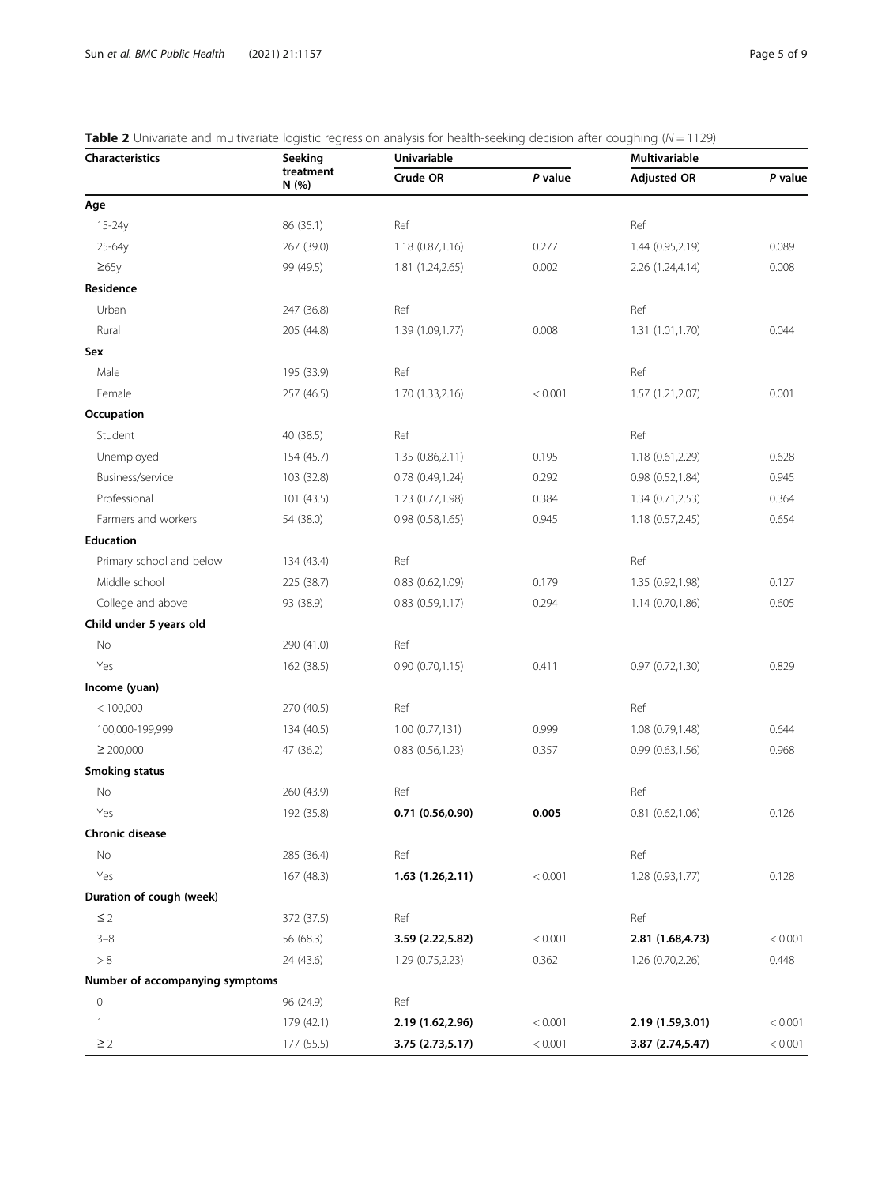**Table 2** Univariate and multivariate logistic regression analysis for health-seeking decision after coughing ($N = 1129$)

| Characteristics | Seeking treatment N (%) | Univariable | | Multivariable | |
|---|---|---|---|---|---|
| | | Crude OR | *P* value | Adjusted OR | *P* value |
| **Age** | | | | | |
| 15-24y | 86 (35.1) | Ref | | Ref | |
| 25-64y | 267 (39.0) | 1.18 (0.87,1.16) | 0.277 | 1.44 (0.95,2.19) | 0.089 |
| ≥65y | 99 (49.5) | 1.81 (1.24,2.65) | 0.002 | 2.26 (1.24,4.14) | 0.008 |
| **Residence** | | | | | |
| Urban | 247 (36.8) | Ref | | Ref | |
| Rural | 205 (44.8) | 1.39 (1.09,1.77) | 0.008 | 1.31 (1.01,1.70) | 0.044 |
| **Sex** | | | | | |
| Male | 195 (33.9) | Ref | | Ref | |
| Female | 257 (46.5) | 1.70 (1.33,2.16) | < 0.001 | 1.57 (1.21,2.07) | 0.001 |
| **Occupation** | | | | | |
| Student | 40 (38.5) | Ref | | Ref | |
| Unemployed | 154 (45.7) | 1.35 (0.86,2.11) | 0.195 | 1.18 (0.61,2.29) | 0.628 |
| Business/service | 103 (32.8) | 0.78 (0.49,1.24) | 0.292 | 0.98 (0.52,1.84) | 0.945 |
| Professional | 101 (43.5) | 1.23 (0.77,1.98) | 0.384 | 1.34 (0.71,2.53) | 0.364 |
| Farmers and workers | 54 (38.0) | 0.98 (0.58,1.65) | 0.945 | 1.18 (0.57,2.45) | 0.654 |
| **Education** | | | | | |
| Primary school and below | 134 (43.4) | Ref | | Ref | |
| Middle school | 225 (38.7) | 0.83 (0.62,1.09) | 0.179 | 1.35 (0.92,1.98) | 0.127 |
| College and above | 93 (38.9) | 0.83 (0.59,1.17) | 0.294 | 1.14 (0.70,1.86) | 0.605 |
| **Child under 5 years old** | | | | | |
| No | 290 (41.0) | Ref | | | |
| Yes | 162 (38.5) | 0.90 (0.70,1.15) | 0.411 | 0.97 (0.72,1.30) | 0.829 |
| **Income (yuan)** | | | | | |
| < 100,000 | 270 (40.5) | Ref | | Ref | |
| 100,000-199,999 | 134 (40.5) | 1.00 (0.77,131) | 0.999 | 1.08 (0.79,1.48) | 0.644 |
| ≥ 200,000 | 47 (36.2) | 0.83 (0.56,1.23) | 0.357 | 0.99 (0.63,1.56) | 0.968 |
| **Smoking status** | | | | | |
| No | 260 (43.9) | Ref | | Ref | |
| Yes | 192 (35.8) | **0.71 (0.56,0.90)** | **0.005** | 0.81 (0.62,1.06) | 0.126 |
| **Chronic disease** | | | | | |
| No | 285 (36.4) | Ref | | Ref | |
| Yes | 167 (48.3) | **1.63 (1.26,2.11)** | < 0.001 | 1.28 (0.93,1.77) | 0.128 |
| **Duration of cough (week)** | | | | | |
| ≤ 2 | 372 (37.5) | Ref | | Ref | |
| 3–8 | 56 (68.3) | **3.59 (2.22,5.82)** | < 0.001 | **2.81 (1.68,4.73)** | < 0.001 |
| > 8 | 24 (43.6) | 1.29 (0.75,2.23) | 0.362 | 1.26 (0.70,2.26) | 0.448 |
| **Number of accompanying symptoms** | | | | | |
| 0 | 96 (24.9) | Ref | | | |
| 1 | 179 (42.1) | **2.19 (1.62,2.96)** | < 0.001 | **2.19 (1.59,3.01)** | < 0.001 |
| ≥ 2 | 177 (55.5) | **3.75 (2.73,5.17)** | < 0.001 | **3.87 (2.74,5.47)** | < 0.001 |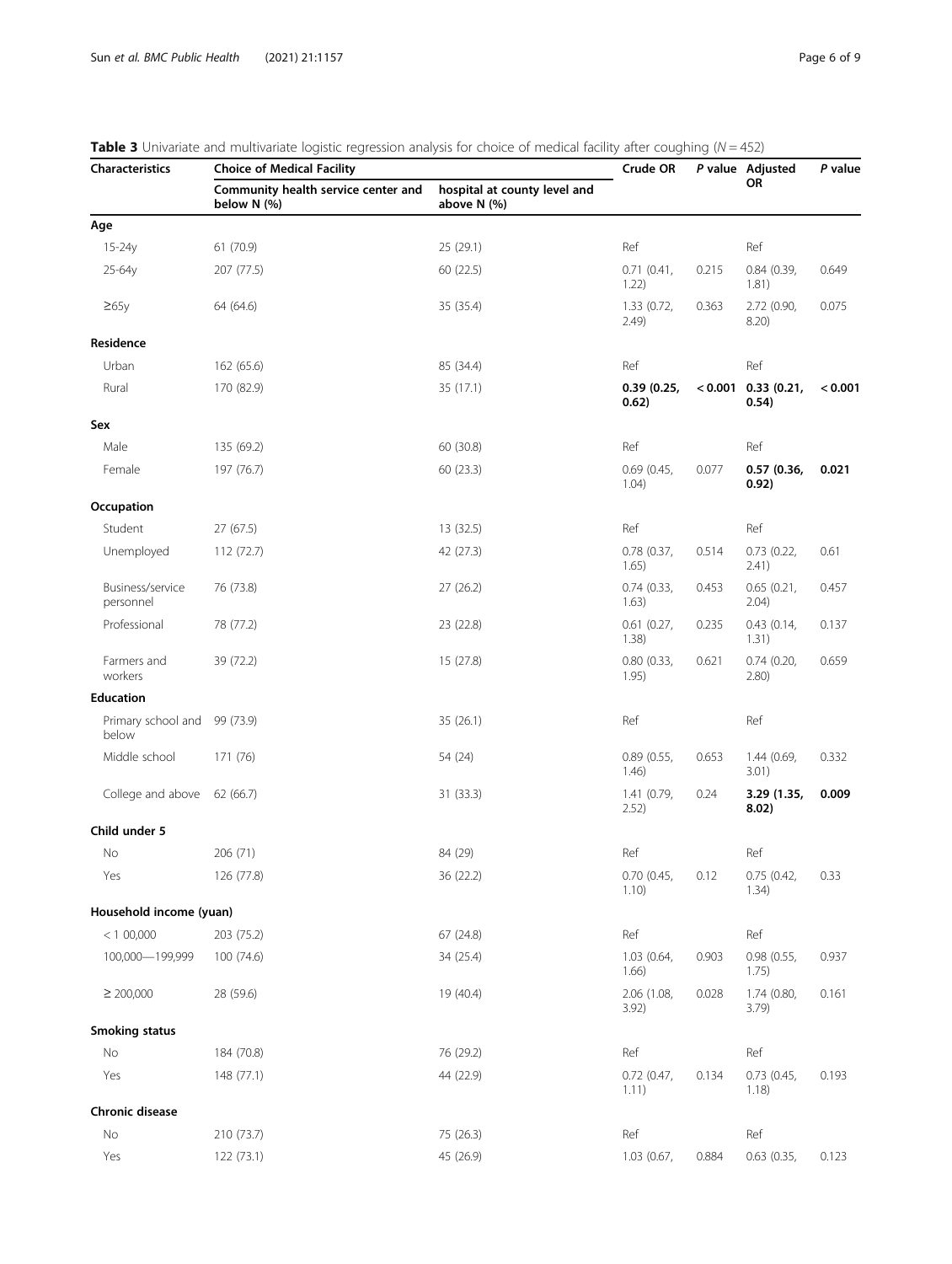**Table 3** Univariate and multivariate logistic regression analysis for choice of medical facility after coughing ($N = 452$)

| Characteristics | Choice of Medical Facility | | Crude OR | *P* value | Adjusted OR | *P* value |
|---|---|---|---|---|---|---|
| | Community health service center and below N (%) | hospital at county level and above N (%) | | | | |
| **Age** | | | | | | |
| 15-24y | 61 (70.9) | 25 (29.1) | Ref | | Ref | |
| 25-64y | 207 (77.5) | 60 (22.5) | 0.71 (0.41, 1.22) | 0.215 | 0.84 (0.39, 1.81) | 0.649 |
| ≥65y | 64 (64.6) | 35 (35.4) | 1.33 (0.72, 2.49) | 0.363 | 2.72 (0.90, 8.20) | 0.075 |
| **Residence** | | | | | | |
| Urban | 162 (65.6) | 85 (34.4) | Ref | | Ref | |
| Rural | 170 (82.9) | 35 (17.1) | **0.39 (0.25, 0.62)** | **< 0.001** | **0.33 (0.21, 0.54)** | **< 0.001** |
| **Sex** | | | | | | |
| Male | 135 (69.2) | 60 (30.8) | Ref | | Ref | |
| Female | 197 (76.7) | 60 (23.3) | 0.69 (0.45, 1.04) | 0.077 | **0.57 (0.36, 0.92)** | **0.021** |
| **Occupation** | | | | | | |
| Student | 27 (67.5) | 13 (32.5) | Ref | | Ref | |
| Unemployed | 112 (72.7) | 42 (27.3) | 0.78 (0.37, 1.65) | 0.514 | 0.73 (0.22, 2.41) | 0.61 |
| Business/service personnel | 76 (73.8) | 27 (26.2) | 0.74 (0.33, 1.63) | 0.453 | 0.65 (0.21, 2.04) | 0.457 |
| Professional | 78 (77.2) | 23 (22.8) | 0.61 (0.27, 1.38) | 0.235 | 0.43 (0.14, 1.31) | 0.137 |
| Farmers and workers | 39 (72.2) | 15 (27.8) | 0.80 (0.33, 1.95) | 0.621 | 0.74 (0.20, 2.80) | 0.659 |
| **Education** | | | | | | |
| Primary school and below | 99 (73.9) | 35 (26.1) | Ref | | Ref | |
| Middle school | 171 (76) | 54 (24) | 0.89 (0.55, 1.46) | 0.653 | 1.44 (0.69, 3.01) | 0.332 |
| College and above | 62 (66.7) | 31 (33.3) | 1.41 (0.79, 2.52) | 0.24 | **3.29 (1.35, 8.02)** | **0.009** |
| **Child under 5** | | | | | | |
| No | 206 (71) | 84 (29) | Ref | | Ref | |
| Yes | 126 (77.8) | 36 (22.2) | 0.70 (0.45, 1.10) | 0.12 | 0.75 (0.42, 1.34) | 0.33 |
| **Household income (yuan)** | | | | | | |
| < 1 00,000 | 203 (75.2) | 67 (24.8) | Ref | | Ref | |
| 100,000—199,999 | 100 (74.6) | 34 (25.4) | 1.03 (0.64, 1.66) | 0.903 | 0.98 (0.55, 1.75) | 0.937 |
| ≥ 200,000 | 28 (59.6) | 19 (40.4) | 2.06 (1.08, 3.92) | 0.028 | 1.74 (0.80, 3.79) | 0.161 |
| **Smoking status** | | | | | | |
| No | 184 (70.8) | 76 (29.2) | Ref | | Ref | |
| Yes | 148 (77.1) | 44 (22.9) | 0.72 (0.47, 1.11) | 0.134 | 0.73 (0.45, 1.18) | 0.193 |
| **Chronic disease** | | | | | | |
| No | 210 (73.7) | 75 (26.3) | Ref | | Ref | |
| Yes | 122 (73.1) | 45 (26.9) | 1.03 (0.67, | 0.884 | 0.63 (0.35, | 0.123 |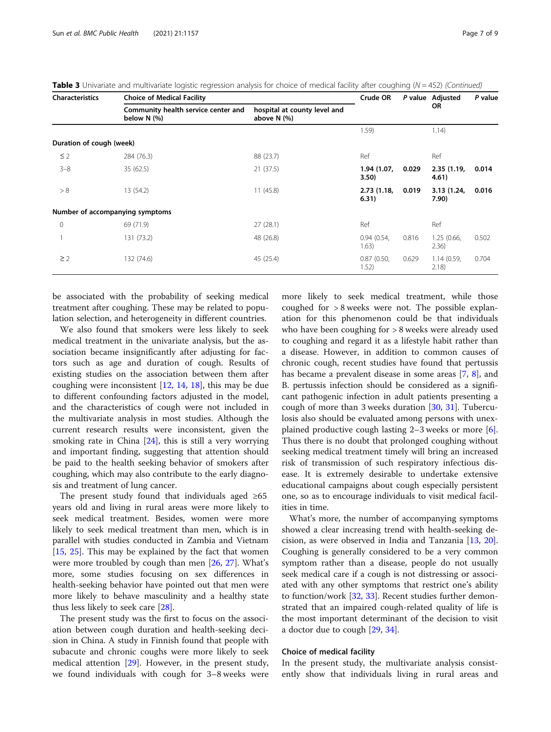**Table 3** Univariate and multivariate logistic regression analysis for choice of medical facility after coughing (*N* = 452) *(Continued)*

| Characteristics | Choice of Medical Facility | | Crude OR | *P* value | Adjusted OR | *P* value |
|---|---|---|---|---|---|---|
| | Community health service center and below N (%) | hospital at county level and above N (%) | | | | |
| | | | 1.59) | | 1.14) | |
| **Duration of cough (week)** | | | | | | |
| ≤ 2 | 284 (76.3) | 88 (23.7) | Ref | | Ref | |
| 3–8 | 35 (62.5) | 21 (37.5) | **1.94 (1.07, 3.50)** | **0.029** | **2.35 (1.19, 4.61)** | **0.014** |
| > 8 | 13 (54.2) | 11 (45.8) | **2.73 (1.18, 6.31)** | **0.019** | **3.13 (1.24, 7.90)** | **0.016** |
| **Number of accompanying symptoms** | | | | | | |
| 0 | 69 (71.9) | 27 (28.1) | Ref | | Ref | |
| 1 | 131 (73.2) | 48 (26.8) | 0.94 (0.54, 1.63) | 0.816 | 1.25 (0.66, 2.36) | 0.502 |
| ≥ 2 | 132 (74.6) | 45 (25.4) | 0.87 (0.50, 1.52) | 0.629 | 1.14 (0.59, 2.18) | 0.704 |

be associated with the probability of seeking medical treatment after coughing. These may be related to population selection, and heterogeneity in different countries.

We also found that smokers were less likely to seek medical treatment in the univariate analysis, but the association became insignificantly after adjusting for factors such as age and duration of cough. Results of existing studies on the association between them after coughing were inconsistent [12, 14, 18], this may be due to different confounding factors adjusted in the model, and the characteristics of cough were not included in the multivariate analysis in most studies. Although the current research results were inconsistent, given the smoking rate in China [24], this is still a very worrying and important finding, suggesting that attention should be paid to the health seeking behavior of smokers after coughing, which may also contribute to the early diagnosis and treatment of lung cancer.

The present study found that individuals aged ≥65 years old and living in rural areas were more likely to seek medical treatment. Besides, women were more likely to seek medical treatment than men, which is in parallel with studies conducted in Zambia and Vietnam [15, 25]. This may be explained by the fact that women were more troubled by cough than men [26, 27]. What's more, some studies focusing on sex differences in health-seeking behavior have pointed out that men were more likely to behave masculinity and a healthy state thus less likely to seek care [28].

The present study was the first to focus on the association between cough duration and health-seeking decision in China. A study in Finnish found that people with subacute and chronic coughs were more likely to seek medical attention [29]. However, in the present study, we found individuals with cough for 3–8 weeks were more likely to seek medical treatment, while those coughed for > 8 weeks were not. The possible explanation for this phenomenon could be that individuals who have been coughing for > 8 weeks were already used to coughing and regard it as a lifestyle habit rather than a disease. However, in addition to common causes of chronic cough, recent studies have found that pertussis has became a prevalent disease in some areas [7, 8], and B. pertussis infection should be considered as a significant pathogenic infection in adult patients presenting a cough of more than 3 weeks duration [30, 31]. Tuberculosis also should be evaluated among persons with unexplained productive cough lasting 2–3 weeks or more [6]. Thus there is no doubt that prolonged coughing without seeking medical treatment timely will bring an increased risk of transmission of such respiratory infectious disease. It is extremely desirable to undertake extensive educational campaigns about cough especially persistent one, so as to encourage individuals to visit medical facilities in time.

What's more, the number of accompanying symptoms showed a clear increasing trend with health-seeking decision, as were observed in India and Tanzania [13, 20]. Coughing is generally considered to be a very common symptom rather than a disease, people do not usually seek medical care if a cough is not distressing or associated with any other symptoms that restrict one's ability to function/work [32, 33]. Recent studies further demonstrated that an impaired cough-related quality of life is the most important determinant of the decision to visit a doctor due to cough [29, 34].

### Choice of medical facility

In the present study, the multivariate analysis consistently show that individuals living in rural areas and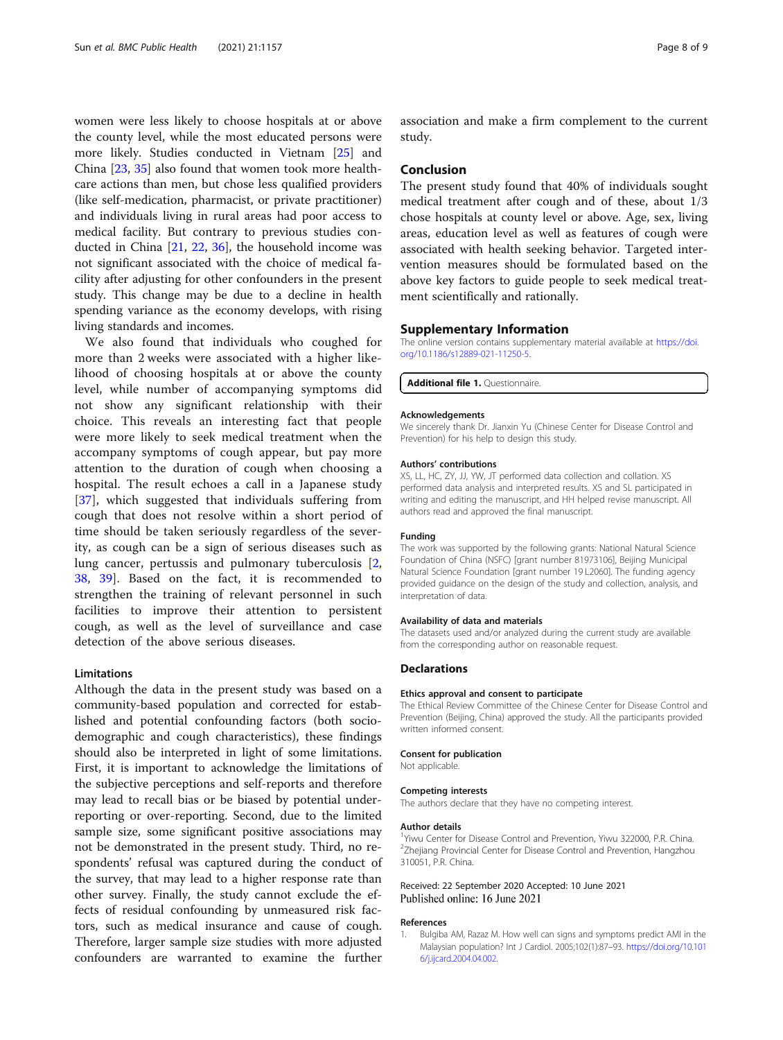women were less likely to choose hospitals at or above the county level, while the most educated persons were more likely. Studies conducted in Vietnam [25] and China [23, 35] also found that women took more healthcare actions than men, but chose less qualified providers (like self-medication, pharmacist, or private practitioner) and individuals living in rural areas had poor access to medical facility. But contrary to previous studies conducted in China [21, 22, 36], the household income was not significant associated with the choice of medical facility after adjusting for other confounders in the present study. This change may be due to a decline in health spending variance as the economy develops, with rising living standards and incomes.

We also found that individuals who coughed for more than 2 weeks were associated with a higher likelihood of choosing hospitals at or above the county level, while number of accompanying symptoms did not show any significant relationship with their choice. This reveals an interesting fact that people were more likely to seek medical treatment when the accompany symptoms of cough appear, but pay more attention to the duration of cough when choosing a hospital. The result echoes a call in a Japanese study [37], which suggested that individuals suffering from cough that does not resolve within a short period of time should be taken seriously regardless of the severity, as cough can be a sign of serious diseases such as lung cancer, pertussis and pulmonary tuberculosis [2, 38, 39]. Based on the fact, it is recommended to strengthen the training of relevant personnel in such facilities to improve their attention to persistent cough, as well as the level of surveillance and case detection of the above serious diseases.

### Limitations

Although the data in the present study was based on a community-based population and corrected for established and potential confounding factors (both sociodemographic and cough characteristics), these findings should also be interpreted in light of some limitations. First, it is important to acknowledge the limitations of the subjective perceptions and self-reports and therefore may lead to recall bias or be biased by potential underreporting or over-reporting. Second, due to the limited sample size, some significant positive associations may not be demonstrated in the present study. Third, no respondents' refusal was captured during the conduct of the survey, that may lead to a higher response rate than other survey. Finally, the study cannot exclude the effects of residual confounding by unmeasured risk factors, such as medical insurance and cause of cough. Therefore, larger sample size studies with more adjusted confounders are warranted to examine the further association and make a firm complement to the current study.

## Conclusion

The present study found that 40% of individuals sought medical treatment after cough and of these, about 1/3 chose hospitals at county level or above. Age, sex, living areas, education level as well as features of cough were associated with health seeking behavior. Targeted intervention measures should be formulated based on the above key factors to guide people to seek medical treatment scientifically and rationally.

## Supplementary Information

The online version contains supplementary material available at https://doi.org/10.1186/s12889-021-11250-5.

**Additional file 1.** Questionnaire.

#### Acknowledgements

We sincerely thank Dr. Jianxin Yu (Chinese Center for Disease Control and Prevention) for his help to design this study.

#### Authors' contributions

XS, LL, HC, ZY, JJ, YW, JT performed data collection and collation. XS performed data analysis and interpreted results. XS and SL participated in writing and editing the manuscript, and HH helped revise manuscript. All authors read and approved the final manuscript.

#### Funding

The work was supported by the following grants: National Natural Science Foundation of China (NSFC) [grant number 81973106], Beijing Municipal Natural Science Foundation [grant number 19 L2060]. The funding agency provided guidance on the design of the study and collection, analysis, and interpretation of data.

#### Availability of data and materials

The datasets used and/or analyzed during the current study are available from the corresponding author on reasonable request.

## Declarations

#### Ethics approval and consent to participate

The Ethical Review Committee of the Chinese Center for Disease Control and Prevention (Beijing, China) approved the study. All the participants provided written informed consent.

#### Consent for publication

Not applicable.

#### Competing interests

The authors declare that they have no competing interest.

#### Author details

[1]Yiwu Center for Disease Control and Prevention, Yiwu 322000, P.R. China. [2]Zhejiang Provincial Center for Disease Control and Prevention, Hangzhou 310051, P.R. China.

Received: 22 September 2020 Accepted: 10 June 2021
Published online: 16 June 2021

#### References

1. Bulgiba AM, Razaz M. How well can signs and symptoms predict AMI in the Malaysian population? Int J Cardiol. 2005;102(1):87–93. https://doi.org/10.1016/j.ijcard.2004.04.002.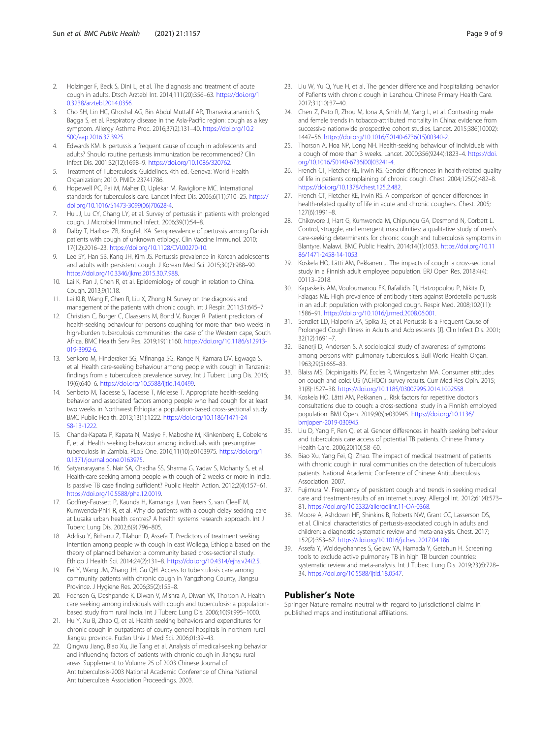2. Holzinger F, Beck S, Dini L, et al. The diagnosis and treatment of acute cough in adults. Dtsch Arztebl Int. 2014;111(20):356–63. https://doi.org/10.3238/arztebl.2014.0356.
3. Cho SH, Lin HC, Ghoshal AG, Bin Abdul Muttalif AR, Thanaviratananich S, Bagga S, et al. Respiratory disease in the Asia-Pacific region: cough as a key symptom. Allergy Asthma Proc. 2016;37(2):131–40. https://doi.org/10.2500/aap.2016.37.3925.
4. Edwards KM. Is pertussis a frequent cause of cough in adolescents and adults? Should routine pertussis immunization be recommended? Clin Infect Dis. 2001;32(12):1698–9. https://doi.org/10.1086/320762.
5. Treatment of Tuberculosis: Guidelines. 4th ed. Geneva: World Health Organization; 2010. PMID: 23741786.
6. Hopewell PC, Pai M, Maher D, Uplekar M, Raviglione MC. International standards for tuberculosis care. Lancet Infect Dis. 2006;6(11):710–25. https://doi.org/10.1016/S1473-3099(06)70628-4.
7. Hu JJ, Lu CY, Chang LY, et al. Survey of pertussis in patients with prolonged cough. J Microbiol Immunol Infect. 2006;39(1):54–8.
8. Dalby T, Harboe ZB, Krogfelt KA. Seroprevalence of pertussis among Danish patients with cough of unknown etiology. Clin Vaccine Immunol. 2010;17(12):2016–23. https://doi.org/10.1128/CVI.00270-10.
9. Lee SY, Han SB, Kang JH, Kim JS. Pertussis prevalence in Korean adolescents and adults with persistent cough. J Korean Med Sci. 2015;30(7):988–90. https://doi.org/10.3346/jkms.2015.30.7.988.
10. Lai K, Pan J, Chen R, et al. Epidemiology of cough in relation to China. Cough. 2013;9(1):18.
11. Lai KLB, Wang F, Chen R, Liu X, Zhong N. Survey on the diagnosis and management of the patients with chronic cough. Int J Respir. 2011;31:645–7.
12. Christian C, Burger C, Claassens M, Bond V, Burger R. Patient predictors of health-seeking behaviour for persons coughing for more than two weeks in high-burden tuberculosis communities: the case of the Western cape, South Africa. BMC Health Serv Res. 2019;19(1):160. https://doi.org/10.1186/s12913-019-3992-6.
13. Senkoro M, Hinderaker SG, Mfinanga SG, Range N, Kamara DV, Egwaga S, et al. Health care-seeking behaviour among people with cough in Tanzania: findings from a tuberculosis prevalence survey. Int J Tuberc Lung Dis. 2015;19(6):640–6. https://doi.org/10.5588/ijtld.14.0499.
14. Senbeto M, Tadesse S, Tadesse T, Melesse T. Appropriate health-seeking behavior and associated factors among people who had cough for at least two weeks in Northwest Ethiopia: a population-based cross-sectional study. BMC Public Health. 2013;13(1):1222. https://doi.org/10.1186/1471-2458-13-1222.
15. Chanda-Kapata P, Kapata N, Masiye F, Maboshe M, Klinkenberg E, Cobelens F, et al. Health seeking behaviour among individuals with presumptive tuberculosis in Zambia. PLoS One. 2016;11(10):e0163975. https://doi.org/10.1371/journal.pone.0163975.
16. Satyanarayana S, Nair SA, Chadha SS, Sharma G, Yadav S, Mohanty S, et al. Health-care seeking among people with cough of 2 weeks or more in India. Is passive TB case finding sufficient? Public Health Action. 2012;2(4):157–61. https://doi.org/10.5588/pha.12.0019.
17. Godfrey-Faussett P, Kaunda H, Kamanga J, van Beers S, van Cleeff M, Kumwenda-Phiri R, et al. Why do patients with a cough delay seeking care at Lusaka urban health centres? A health systems research approach. Int J Tuberc Lung Dis. 2002;6(9):796–805.
18. Addisu Y, Birhanu Z, Tilahun D, Assefa T. Predictors of treatment seeking intention among people with cough in east Wollega, Ethiopia based on the theory of planned behavior: a community based cross-sectional study. Ethiop J Health Sci. 2014;24(2):131–8. https://doi.org/10.4314/ejhs.v24i2.5.
19. Fei Y, Wang JM, Zhang JH, Gu QH. Access to tuberculosis care among community patients with chronic cough in Yangzhong County, Jiangsu Province. J Hygiene Res. 2006;35(2):155–8.
20. Fochsen G, Deshpande K, Diwan V, Mishra A, Diwan VK, Thorson A. Health care seeking among individuals with cough and tuberculosis: a population-based study from rural India. Int J Tuberc Lung Dis. 2006;10(9):995–1000.
21. Hu Y, Xu B, Zhao Q, et al. Health seeking behaviors and expenditures for chronic cough in outpatients of county general hospitals in northern rural Jiangsu province. Fudan Univ J Med Sci. 2006;01:39–43.
22. Qingwu Jiang, Biao Xu, Jie Tang et al. Analysis of medical-seeking behavior and influencing factors of patients with chronic cough in Jiangsu rural areas. Supplement to Volume 25 of 2003 Chinese Journal of Antituberculosis-2003 National Academic Conference of China National Antituberculosis Association Proceedings. 2003.
23. Liu W, Yu Q, Yue H, et al. The gender difference and hospitalizing behavior of Pafients with chronic cough in Lanzhou. Chinese Primary Health Care. 2017;31(10):37–40.
24. Chen Z, Peto R, Zhou M, Iona A, Smith M, Yang L, et al. Contrasting male and female trends in tobacco-attributed mortality in China: evidence from successive nationwide prospective cohort studies. Lancet. 2015;386(10002):1447–56. https://doi.org/10.1016/S0140-6736(15)00340-2.
25. Thorson A, Hoa NP, Long NH. Health-seeking behaviour of individuals with a cough of more than 3 weeks. Lancet. 2000;356(9244):1823–4. https://doi.org/10.1016/S0140-6736(00)03241-4.
26. French CT, Fletcher KE, Irwin RS. Gender differences in health-related quality of life in patients complaining of chronic cough. Chest. 2004;125(2):482–8. https://doi.org/10.1378/chest.125.2.482.
27. French CT, Fletcher KE, Irwin RS. A comparison of gender differences in health-related quality of life in acute and chronic coughers. Chest. 2005;127(6):1991–8.
28. Chikovore J, Hart G, Kumwenda M, Chipungu GA, Desmond N, Corbett L. Control, struggle, and emergent masculinities: a qualitative study of men's care-seeking determinants for chronic cough and tuberculosis symptoms in Blantyre, Malawi. BMC Public Health. 2014;14(1):1053. https://doi.org/10.1186/1471-2458-14-1053.
29. Koskela HO, Lätti AM, Pekkanen J. The impacts of cough: a cross-sectional study in a Finnish adult employee population. ERJ Open Res. 2018;4(4):00113–2018.
30. Kapaskelis AM, Vouloumanou EK, Rafailidis PI, Hatzopoulou P, Nikita D, Falagas ME. High prevalence of antibody titers against Bordetella pertussis in an adult population with prolonged cough. Respir Med. 2008;102(11):1586–91. https://doi.org/10.1016/j.rmed.2008.06.001.
31. Senzilet LD, Halperin SA, Spika JS, et al. Pertussis Is a Frequent Cause of Prolonged Cough Illness in Adults and Adolescents [J]. Clin Infect Dis. 2001;32(12):1691–7.
32. Banerji D, Andersen S. A sociological study of awareness of symptoms among persons with pulmonary tuberculosis. Bull World Health Organ. 1963;29(5):665–83.
33. Blaiss MS, Dicpinigaitis PV, Eccles R, Wingertzahn MA. Consumer attitudes on cough and cold: US (ACHOO) survey results. Curr Med Res Opin. 2015;31(8):1527–38. https://doi.org/10.1185/03007995.2014.1002558.
34. Koskela HO, Lätti AM, Pekkanen J. Risk factors for repetitive doctor's consultations due to cough: a cross-sectional study in a Finnish employed population. BMJ Open. 2019;9(6):e030945. https://doi.org/10.1136/bmjopen-2019-030945.
35. Liu D, Yang F, Ren Q, et al. Gender differences in health seeking behaviour and tuberculosis care access of potential TB patients. Chinese Primary Health Care. 2006;20(10):58–60.
36. Biao Xu, Yang Fei, Qi Zhao. The impact of medical treatment of patients with chronic cough in rural communities on the detection of tuberculosis patients. National Academic Conference of Chinese Antituberculosis Association. 2007.
37. Fujimura M. Frequency of persistent cough and trends in seeking medical care and treatment-results of an internet survey. Allergol Int. 2012;61(4):573–81. https://doi.org/10.2332/allergolint.11-OA-0368.
38. Moore A, Ashdown HF, Shinkins B, Roberts NW, Grant CC, Lasserson DS, et al. Clinical characteristics of pertussis-associated cough in adults and children: a diagnostic systematic review and meta-analysis. Chest. 2017;152(2):353–67. https://doi.org/10.1016/j.chest.2017.04.186.
39. Assefa Y, Woldeyohannes S, Gelaw YA, Hamada Y, Getahun H. Screening tools to exclude active pulmonary TB in high TB burden countries: systematic review and meta-analysis. Int J Tuberc Lung Dis. 2019;23(6):728–34. https://doi.org/10.5588/ijtld.18.0547.

## Publisher's Note

Springer Nature remains neutral with regard to jurisdictional claims in published maps and institutional affiliations.